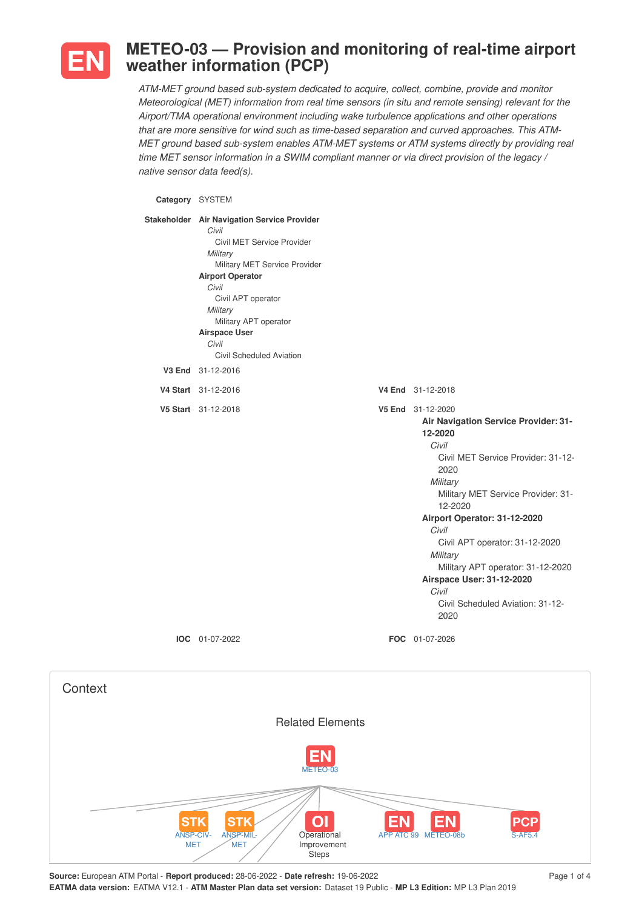# METEO-03 — Provision and monitoring of real-time airport weather information (PCP)

*ATM-MET ground based sub-system dedicated to acquire, collect, combine, provide and monitor Meteorological (MET) information from real time sensors (in situ and remote sensing) relevant for the Airport/TMA operational environment including wake turbulence applications and other operations that are more sensitive for wind such as time-based separation and curved approaches. This ATM-MET ground based sub-system enables ATM-MET systems or ATM systems directly by providing real time MET sensor information in a SWIM compliant manner or via direct provision of the legacy / native sensor data feed(s).*

**Category** SYSTEM

**Stakeholder**
- **Air Navigation Service Provider**
  - *Civil*
    - Civil MET Service Provider
  - *Military*
    - Military MET Service Provider
- **Airport Operator**
  - *Civil*
    - Civil APT operator
  - *Military*
    - Military APT operator
- **Airspace User**
  - *Civil*
    - Civil Scheduled Aviation

**V3 End** 31-12-2016

**V4 Start** 31-12-2016

**V4 End** 31-12-2018

**V5 Start** 31-12-2018

**V5 End** 31-12-2020
- **Air Navigation Service Provider: 31-12-2020**
  - *Civil*
    - Civil MET Service Provider: 31-12-2020
  - *Military*
    - Military MET Service Provider: 31-12-2020
- **Airport Operator: 31-12-2020**
  - *Civil*
    - Civil APT operator: 31-12-2020
  - *Military*
    - Military APT operator: 31-12-2020
- **Airspace User: 31-12-2020**
  - *Civil*
    - Civil Scheduled Aviation: 31-12-2020

**IOC** 01-07-2022

**FOC** 01-07-2026

## Context

### Related Elements

EN METEO-03

- STK ANSP-CIV-MET
- STK ANSP-MIL-MET
- OI Operational Improvement Steps
- EN APP ATC 99
- EN METEO-08b
- PCP S-AF5.4

**Source:** European ATM Portal - **Report produced:** 28-06-2022 - **Date refresh:** 19-06-2022
**EATMA data version:** EATMA V12.1 - **ATM Master Plan data set version:** Dataset 19 Public - **MP L3 Edition:** MP L3 Plan 2019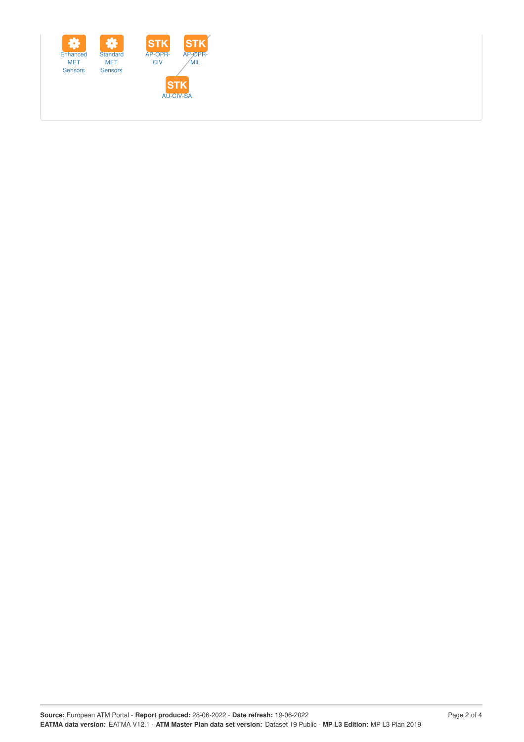Enhanced MET Sensors

Standard MET Sensors

STK AP-OPR-CIV

STK AP-OPR-MIL

STK AU-CIV-SA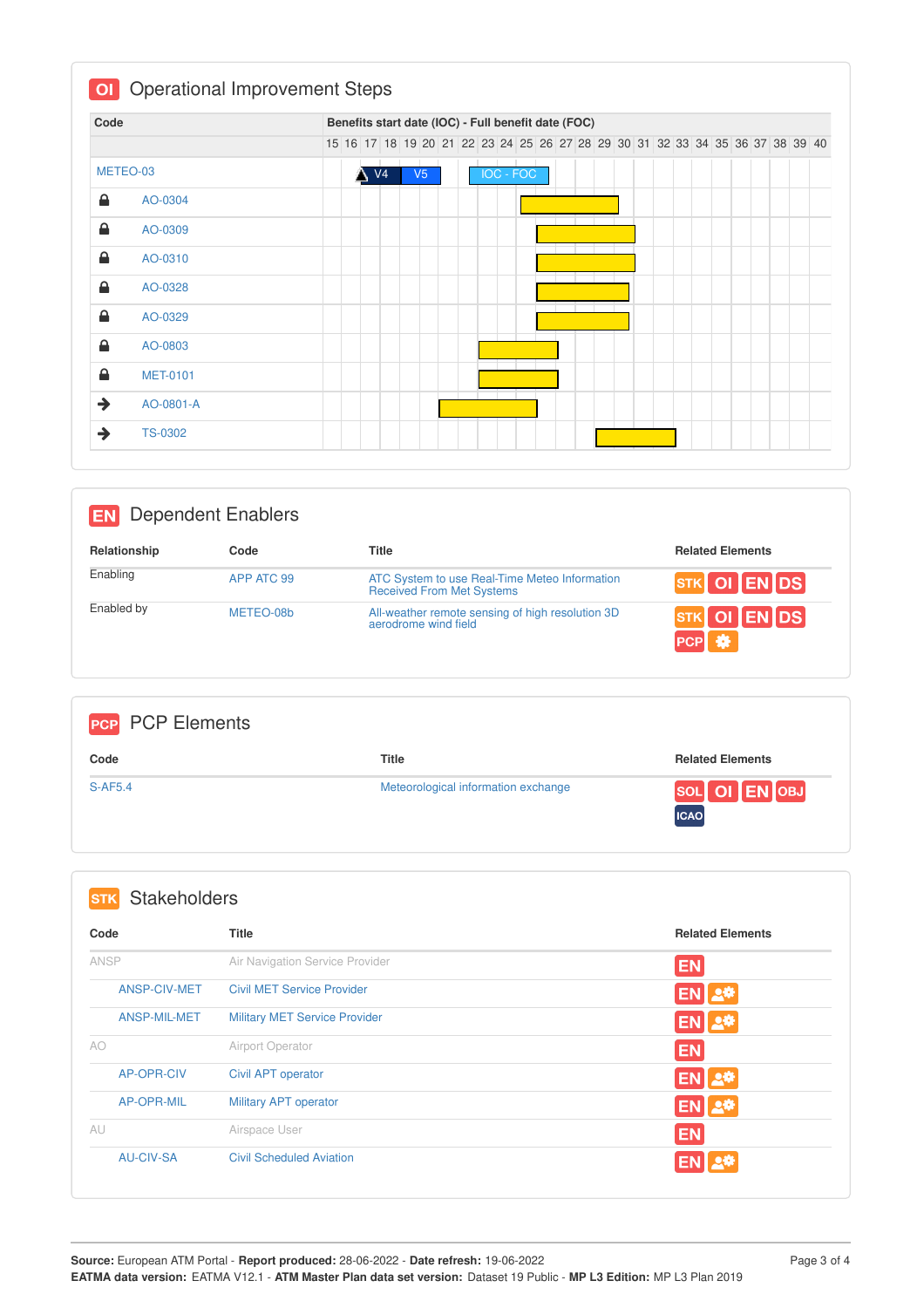## OI Operational Improvement Steps

| Code | Benefits start date (IOC) - Full benefit date (FOC) |
|---|---|
| METEO-03 | V4 V5 IOC - FOC |
| AO-0304 | |
| AO-0309 | |
| AO-0310 | |
| AO-0328 | |
| AO-0329 | |
| AO-0803 | |
| MET-0101 | |
| AO-0801-A | |
| TS-0302 | |

## EN Dependent Enablers

| Relationship | Code | Title | Related Elements |
|---|---|---|---|
| Enabling | APP ATC 99 | ATC System to use Real-Time Meteo Information Received From Met Systems | STK OI EN DS |
| Enabled by | METEO-08b | All-weather remote sensing of high resolution 3D aerodrome wind field | STK OI EN DS PCP |

## PCP PCP Elements

| Code | Title | Related Elements |
|---|---|---|
| S-AF5.4 | Meteorological information exchange | SOL OI EN OBJ ICAO |

## STK Stakeholders

| Code | Title | Related Elements |
|---|---|---|
| ANSP | Air Navigation Service Provider | EN |
| ANSP-CIV-MET | Civil MET Service Provider | EN |
| ANSP-MIL-MET | Military MET Service Provider | EN |
| AO | Airport Operator | EN |
| AP-OPR-CIV | Civil APT operator | EN |
| AP-OPR-MIL | Military APT operator | EN |
| AU | Airspace User | EN |
| AU-CIV-SA | Civil Scheduled Aviation | EN |

**Source:** European ATM Portal - **Report produced:** 28-06-2022 - **Date refresh:** 19-06-2022
**EATMA data version:** EATMA V12.1 - **ATM Master Plan data set version:** Dataset 19 Public - **MP L3 Edition:** MP L3 Plan 2019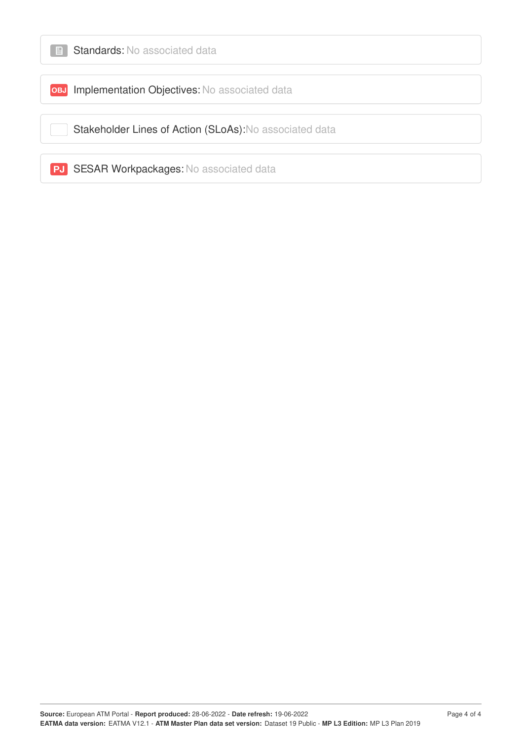Standards: No associated data

Implementation Objectives: No associated data

Stakeholder Lines of Action (SLoAs): No associated data

SESAR Workpackages: No associated data